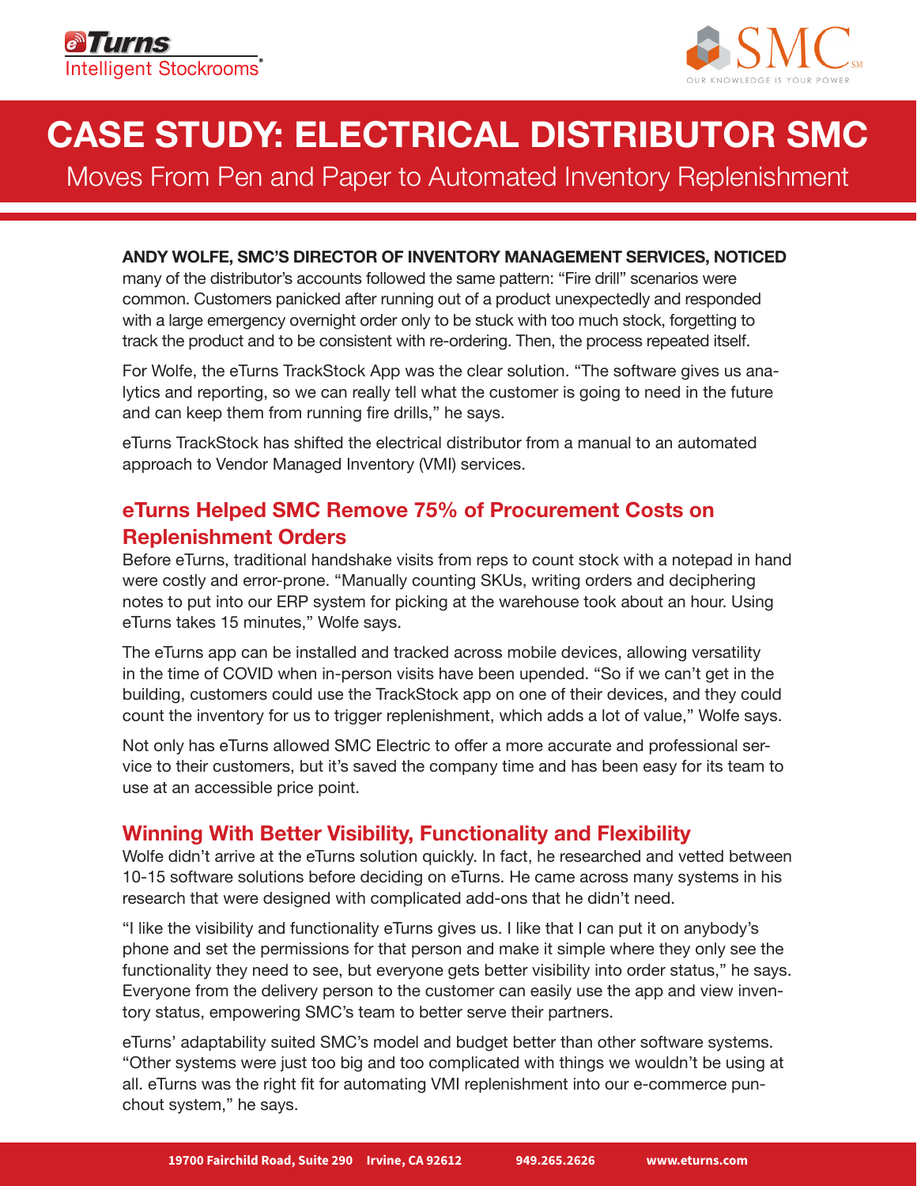eTurns Intelligent Stockrooms®

SMC℠ OUR KNOWLEDGE IS YOUR POWER

# CASE STUDY: ELECTRICAL DISTRIBUTOR SMC

Moves From Pen and Paper to Automated Inventory Replenishment

**ANDY WOLFE, SMC'S DIRECTOR OF INVENTORY MANAGEMENT SERVICES, NOTICED** many of the distributor's accounts followed the same pattern: "Fire drill" scenarios were common. Customers panicked after running out of a product unexpectedly and responded with a large emergency overnight order only to be stuck with too much stock, forgetting to track the product and to be consistent with re-ordering. Then, the process repeated itself.

For Wolfe, the eTurns TrackStock App was the clear solution. "The software gives us analytics and reporting, so we can really tell what the customer is going to need in the future and can keep them from running fire drills," he says.

eTurns TrackStock has shifted the electrical distributor from a manual to an automated approach to Vendor Managed Inventory (VMI) services.

## eTurns Helped SMC Remove 75% of Procurement Costs on Replenishment Orders

Before eTurns, traditional handshake visits from reps to count stock with a notepad in hand were costly and error-prone. "Manually counting SKUs, writing orders and deciphering notes to put into our ERP system for picking at the warehouse took about an hour. Using eTurns takes 15 minutes," Wolfe says.

The eTurns app can be installed and tracked across mobile devices, allowing versatility in the time of COVID when in-person visits have been upended. "So if we can't get in the building, customers could use the TrackStock app on one of their devices, and they could count the inventory for us to trigger replenishment, which adds a lot of value," Wolfe says.

Not only has eTurns allowed SMC Electric to offer a more accurate and professional service to their customers, but it's saved the company time and has been easy for its team to use at an accessible price point.

## Winning With Better Visibility, Functionality and Flexibility

Wolfe didn't arrive at the eTurns solution quickly. In fact, he researched and vetted between 10-15 software solutions before deciding on eTurns. He came across many systems in his research that were designed with complicated add-ons that he didn't need.

"I like the visibility and functionality eTurns gives us. I like that I can put it on anybody's phone and set the permissions for that person and make it simple where they only see the functionality they need to see, but everyone gets better visibility into order status," he says. Everyone from the delivery person to the customer can easily use the app and view inventory status, empowering SMC's team to better serve their partners.

eTurns' adaptability suited SMC's model and budget better than other software systems. "Other systems were just too big and too complicated with things we wouldn't be using at all. eTurns was the right fit for automating VMI replenishment into our e-commerce punchout system," he says.

19700 Fairchild Road, Suite 290 Irvine, CA 92612 949.265.2626 www.eturns.com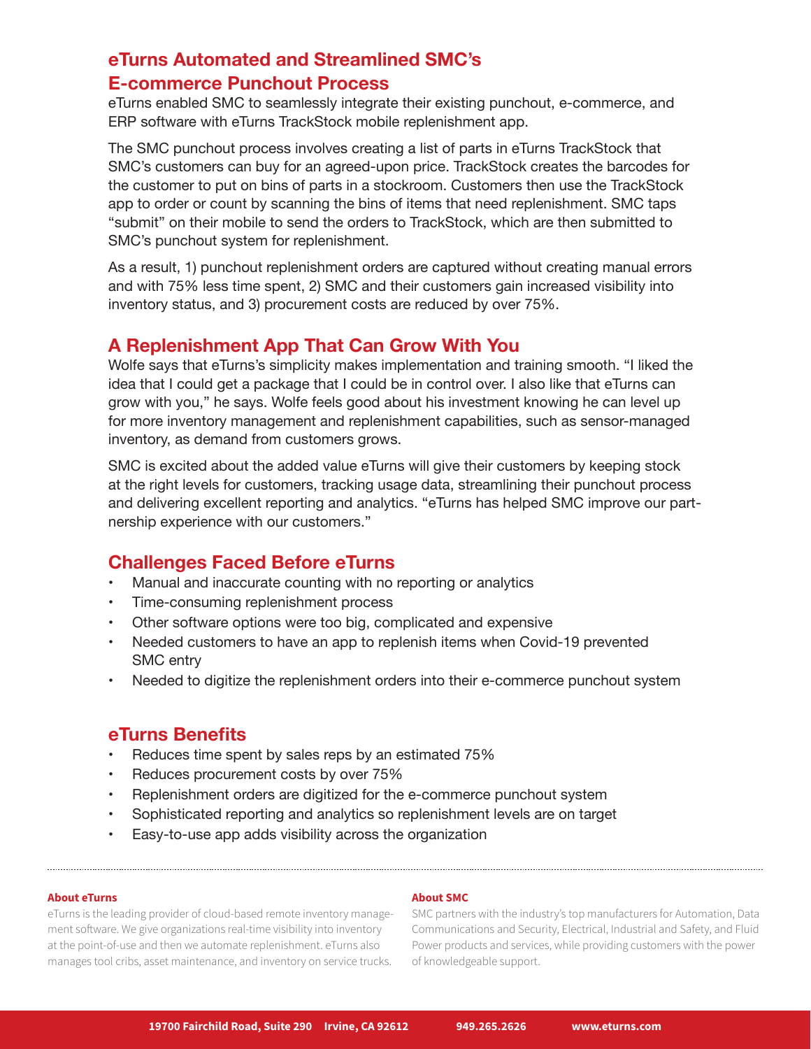## eTurns Automated and Streamlined SMC's E-commerce Punchout Process

eTurns enabled SMC to seamlessly integrate their existing punchout, e-commerce, and ERP software with eTurns TrackStock mobile replenishment app.

The SMC punchout process involves creating a list of parts in eTurns TrackStock that SMC's customers can buy for an agreed-upon price. TrackStock creates the barcodes for the customer to put on bins of parts in a stockroom. Customers then use the TrackStock app to order or count by scanning the bins of items that need replenishment. SMC taps "submit" on their mobile to send the orders to TrackStock, which are then submitted to SMC's punchout system for replenishment.

As a result, 1) punchout replenishment orders are captured without creating manual errors and with 75% less time spent, 2) SMC and their customers gain increased visibility into inventory status, and 3) procurement costs are reduced by over 75%.

## A Replenishment App That Can Grow With You

Wolfe says that eTurns's simplicity makes implementation and training smooth. "I liked the idea that I could get a package that I could be in control over. I also like that eTurns can grow with you," he says. Wolfe feels good about his investment knowing he can level up for more inventory management and replenishment capabilities, such as sensor-managed inventory, as demand from customers grows.

SMC is excited about the added value eTurns will give their customers by keeping stock at the right levels for customers, tracking usage data, streamlining their punchout process and delivering excellent reporting and analytics. "eTurns has helped SMC improve our partnership experience with our customers."

## Challenges Faced Before eTurns

- Manual and inaccurate counting with no reporting or analytics
- Time-consuming replenishment process
- Other software options were too big, complicated and expensive
- Needed customers to have an app to replenish items when Covid-19 prevented SMC entry
- Needed to digitize the replenishment orders into their e-commerce punchout system

## eTurns Benefits

- Reduces time spent by sales reps by an estimated 75%
- Reduces procurement costs by over 75%
- Replenishment orders are digitized for the e-commerce punchout system
- Sophisticated reporting and analytics so replenishment levels are on target
- Easy-to-use app adds visibility across the organization

---

**About eTurns**

eTurns is the leading provider of cloud-based remote inventory management software. We give organizations real-time visibility into inventory at the point-of-use and then we automate replenishment. eTurns also manages tool cribs, asset maintenance, and inventory on service trucks.

**About SMC**

SMC partners with the industry's top manufacturers for Automation, Data Communications and Security, Electrical, Industrial and Safety, and Fluid Power products and services, while providing customers with the power of knowledgeable support.

**19700 Fairchild Road, Suite 290 Irvine, CA 92612 949.265.2626 www.eturns.com**